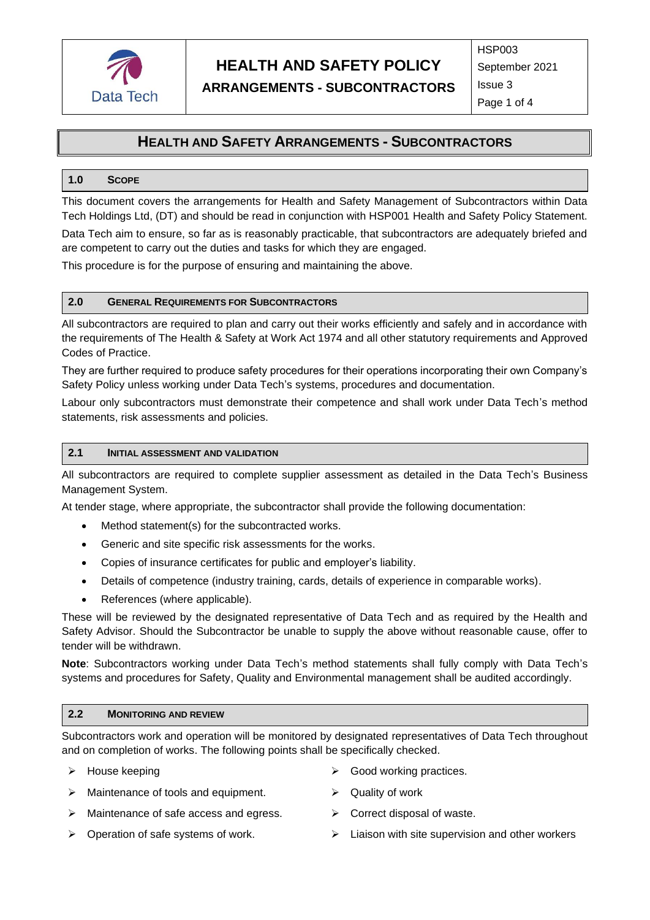# HEALTH AND SAFETY ARRANGEMENTS - SUBCONTRACTORS

## 1.0 SCOPE

This document covers the arrangements for Health and Safety Management of Subcontractors within Data Tech Holdings Ltd, (DT) and should be read in conjunction with HSP001 Health and Safety Policy Statement.

Data Tech aim to ensure, so far as is reasonably practicable, that subcontractors are adequately briefed and are competent to carry out the duties and tasks for which they are engaged.

This procedure is for the purpose of ensuring and maintaining the above.

## 2.0 GENERAL REQUIREMENTS FOR SUBCONTRACTORS

All subcontractors are required to plan and carry out their works efficiently and safely and in accordance with the requirements of The Health & Safety at Work Act 1974 and all other statutory requirements and Approved Codes of Practice.

They are further required to produce safety procedures for their operations incorporating their own Company's Safety Policy unless working under Data Tech's systems, procedures and documentation.

Labour only subcontractors must demonstrate their competence and shall work under Data Tech's method statements, risk assessments and policies.

### 2.1 INITIAL ASSESSMENT AND VALIDATION

All subcontractors are required to complete supplier assessment as detailed in the Data Tech's Business Management System.

At tender stage, where appropriate, the subcontractor shall provide the following documentation:

- Method statement(s) for the subcontracted works.
- Generic and site specific risk assessments for the works.
- Copies of insurance certificates for public and employer's liability.
- Details of competence (industry training, cards, details of experience in comparable works).
- References (where applicable).

These will be reviewed by the designated representative of Data Tech and as required by the Health and Safety Advisor. Should the Subcontractor be unable to supply the above without reasonable cause, offer to tender will be withdrawn.

**Note**: Subcontractors working under Data Tech's method statements shall fully comply with Data Tech's systems and procedures for Safety, Quality and Environmental management shall be audited accordingly.

### 2.2 MONITORING AND REVIEW

Subcontractors work and operation will be monitored by designated representatives of Data Tech throughout and on completion of works. The following points shall be specifically checked.

- House keeping
- Maintenance of tools and equipment.
- Maintenance of safe access and egress.
- Operation of safe systems of work.
- Good working practices.
- Quality of work
- Correct disposal of waste.
- Liaison with site supervision and other workers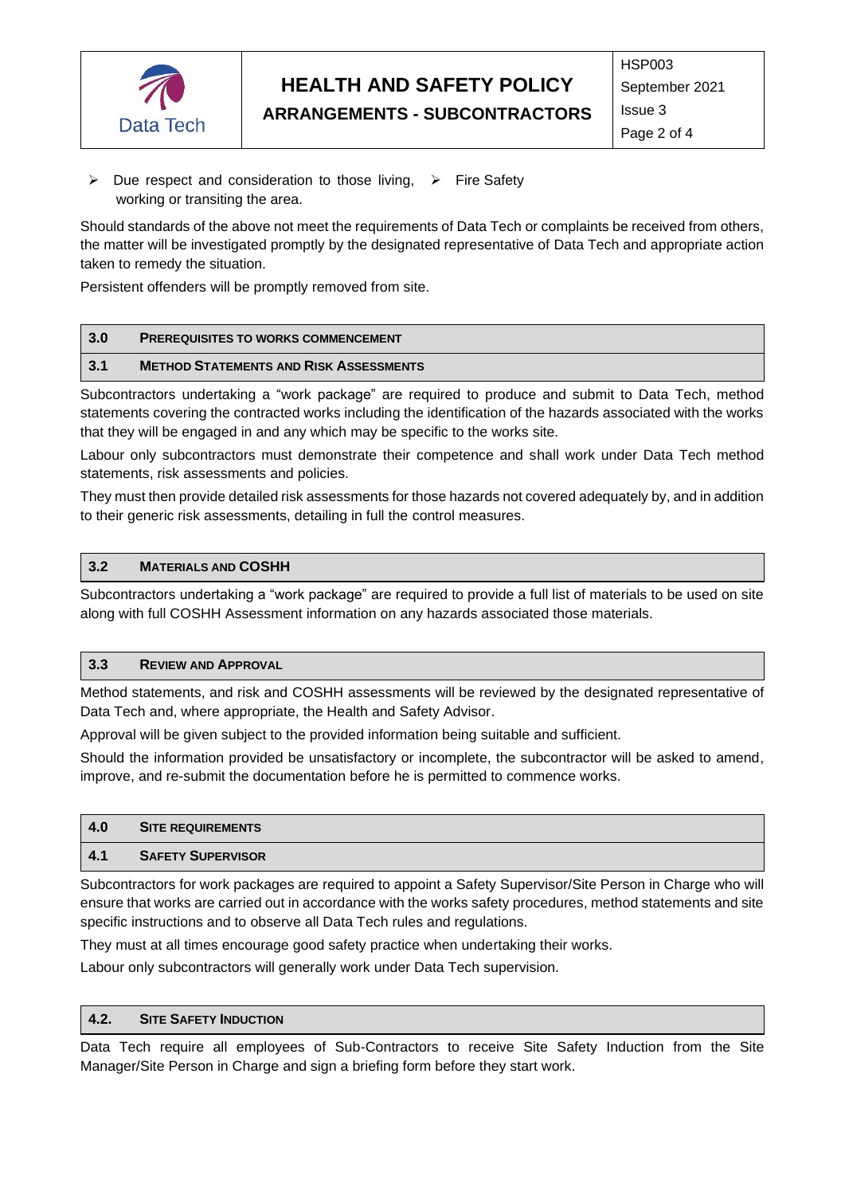- Due respect and consideration to those living, working or transiting the area.
- Fire Safety

Should standards of the above not meet the requirements of Data Tech or complaints be received from others, the matter will be investigated promptly by the designated representative of Data Tech and appropriate action taken to remedy the situation.

Persistent offenders will be promptly removed from site.

## 3.0 PREREQUISITES TO WORKS COMMENCEMENT

### 3.1 METHOD STATEMENTS AND RISK ASSESSMENTS

Subcontractors undertaking a "work package" are required to produce and submit to Data Tech, method statements covering the contracted works including the identification of the hazards associated with the works that they will be engaged in and any which may be specific to the works site.

Labour only subcontractors must demonstrate their competence and shall work under Data Tech method statements, risk assessments and policies.

They must then provide detailed risk assessments for those hazards not covered adequately by, and in addition to their generic risk assessments, detailing in full the control measures.

### 3.2 MATERIALS AND COSHH

Subcontractors undertaking a "work package" are required to provide a full list of materials to be used on site along with full COSHH Assessment information on any hazards associated those materials.

### 3.3 REVIEW AND APPROVAL

Method statements, and risk and COSHH assessments will be reviewed by the designated representative of Data Tech and, where appropriate, the Health and Safety Advisor.

Approval will be given subject to the provided information being suitable and sufficient.

Should the information provided be unsatisfactory or incomplete, the subcontractor will be asked to amend, improve, and re-submit the documentation before he is permitted to commence works.

## 4.0 SITE REQUIREMENTS

### 4.1 SAFETY SUPERVISOR

Subcontractors for work packages are required to appoint a Safety Supervisor/Site Person in Charge who will ensure that works are carried out in accordance with the works safety procedures, method statements and site specific instructions and to observe all Data Tech rules and regulations.

They must at all times encourage good safety practice when undertaking their works.

Labour only subcontractors will generally work under Data Tech supervision.

### 4.2. SITE SAFETY INDUCTION

Data Tech require all employees of Sub-Contractors to receive Site Safety Induction from the Site Manager/Site Person in Charge and sign a briefing form before they start work.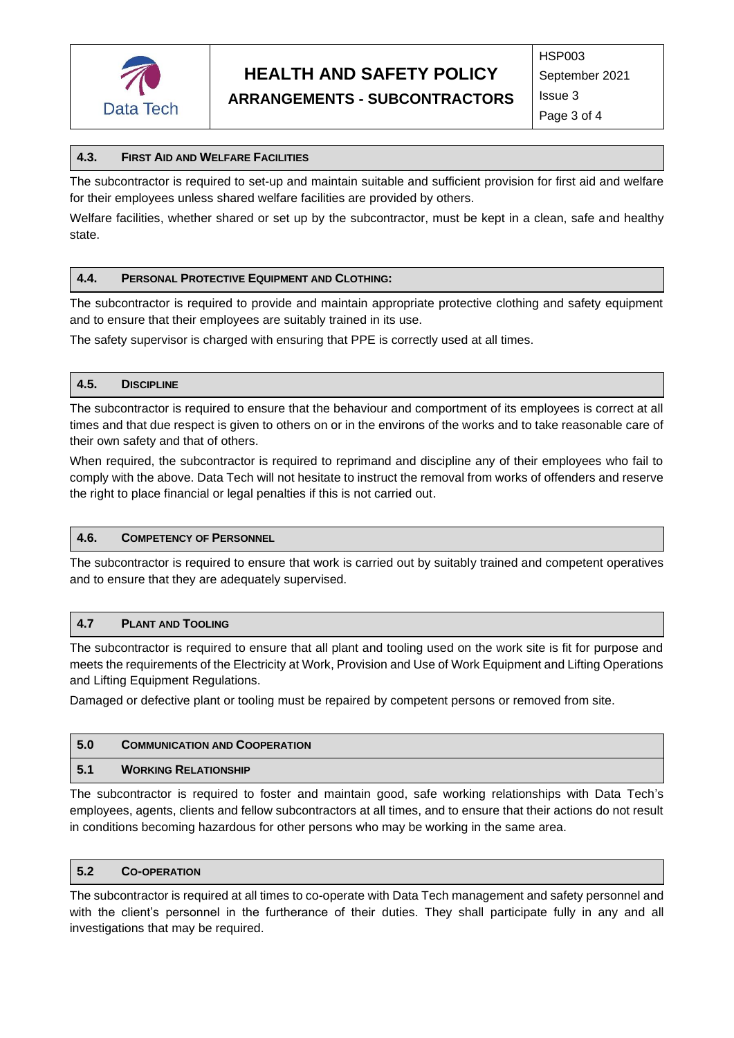### 4.3. First Aid and Welfare Facilities

The subcontractor is required to set-up and maintain suitable and sufficient provision for first aid and welfare for their employees unless shared welfare facilities are provided by others.

Welfare facilities, whether shared or set up by the subcontractor, must be kept in a clean, safe and healthy state.

### 4.4. Personal Protective Equipment and Clothing:

The subcontractor is required to provide and maintain appropriate protective clothing and safety equipment and to ensure that their employees are suitably trained in its use.

The safety supervisor is charged with ensuring that PPE is correctly used at all times.

### 4.5. Discipline

The subcontractor is required to ensure that the behaviour and comportment of its employees is correct at all times and that due respect is given to others on or in the environs of the works and to take reasonable care of their own safety and that of others.

When required, the subcontractor is required to reprimand and discipline any of their employees who fail to comply with the above. Data Tech will not hesitate to instruct the removal from works of offenders and reserve the right to place financial or legal penalties if this is not carried out.

### 4.6. Competency of Personnel

The subcontractor is required to ensure that work is carried out by suitably trained and competent operatives and to ensure that they are adequately supervised.

### 4.7 Plant and Tooling

The subcontractor is required to ensure that all plant and tooling used on the work site is fit for purpose and meets the requirements of the Electricity at Work, Provision and Use of Work Equipment and Lifting Operations and Lifting Equipment Regulations.

Damaged or defective plant or tooling must be repaired by competent persons or removed from site.

## 5.0 Communication and Cooperation

### 5.1 Working Relationship

The subcontractor is required to foster and maintain good, safe working relationships with Data Tech's employees, agents, clients and fellow subcontractors at all times, and to ensure that their actions do not result in conditions becoming hazardous for other persons who may be working in the same area.

### 5.2 Co-operation

The subcontractor is required at all times to co-operate with Data Tech management and safety personnel and with the client's personnel in the furtherance of their duties. They shall participate fully in any and all investigations that may be required.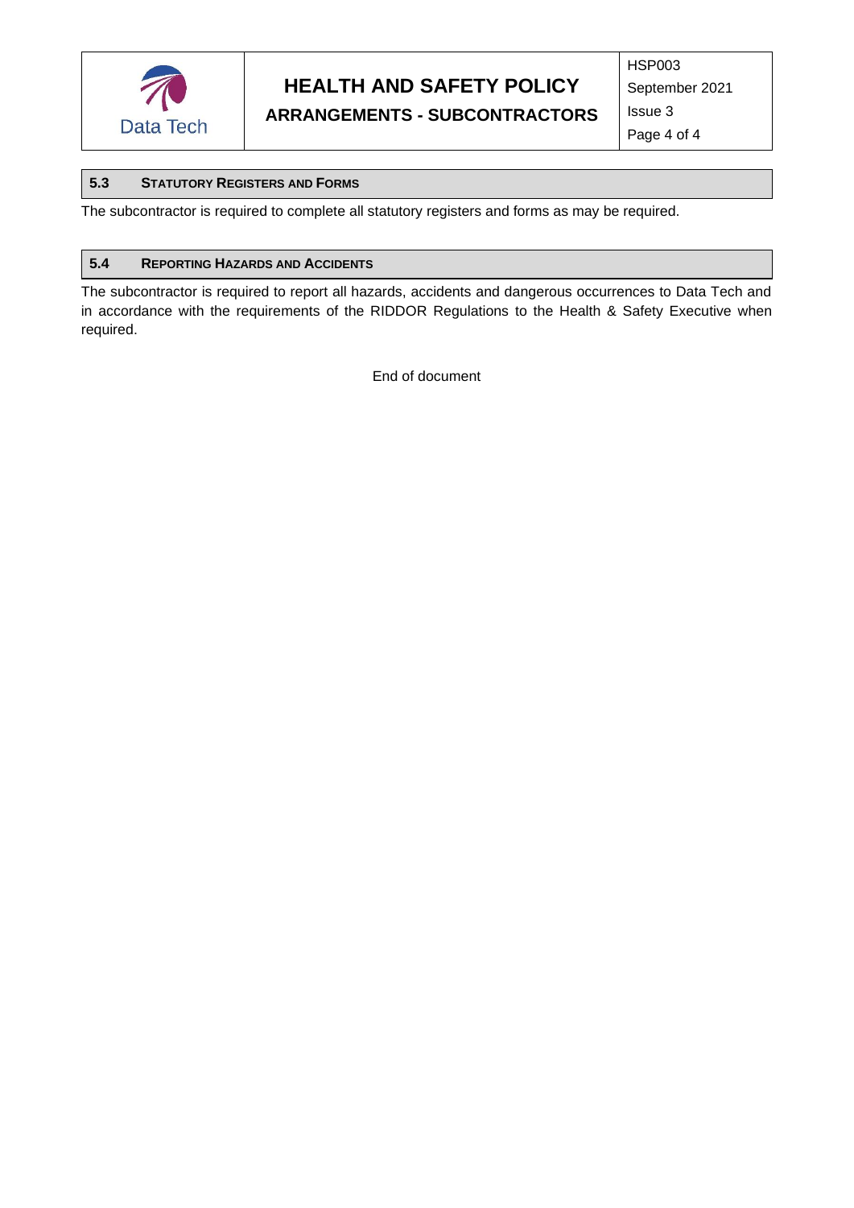### 5.3 STATUTORY REGISTERS AND FORMS

The subcontractor is required to complete all statutory registers and forms as may be required.

### 5.4 REPORTING HAZARDS AND ACCIDENTS

The subcontractor is required to report all hazards, accidents and dangerous occurrences to Data Tech and in accordance with the requirements of the RIDDOR Regulations to the Health & Safety Executive when required.

End of document